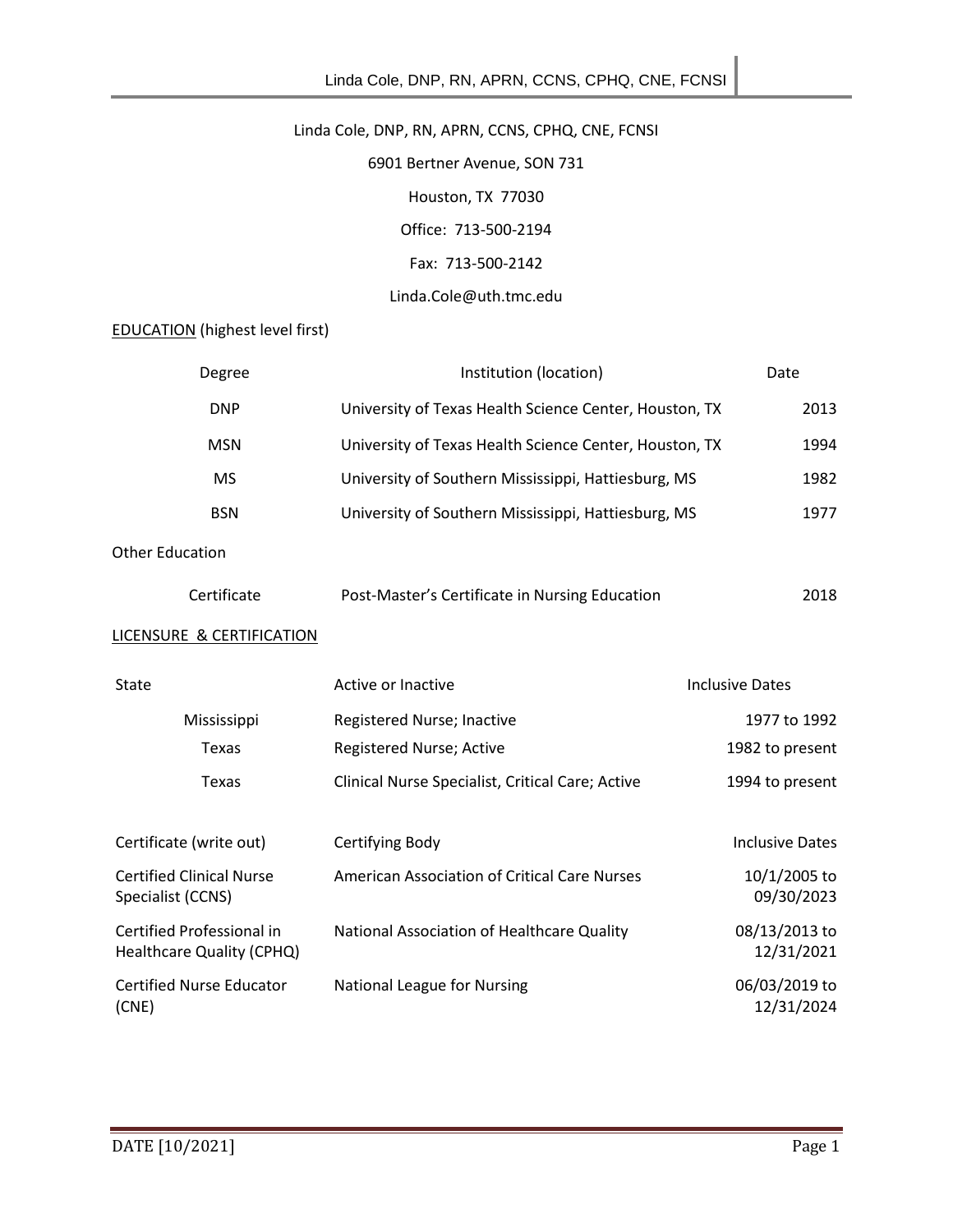Linda Cole, DNP, RN, APRN, CCNS, CPHQ, CNE, FCNSI

6901 Bertner Avenue, SON 731

Houston, TX 77030

Office: 713-500-2194

Fax: 713-500-2142

Linda.Cole@uth.tmc.edu

## EDUCATION (highest level first)

| Degree | Institution (location) | Date |
|---|---|---|
| DNP | University of Texas Health Science Center, Houston, TX | 2013 |
| MSN | University of Texas Health Science Center, Houston, TX | 1994 |
| MS | University of Southern Mississippi, Hattiesburg, MS | 1982 |
| BSN | University of Southern Mississippi, Hattiesburg, MS | 1977 |

Other Education

| | | |
|---|---|---|
| Certificate | Post-Master's Certificate in Nursing Education | 2018 |

## LICENSURE & CERTIFICATION

| State | Active or Inactive | Inclusive Dates |
|---|---|---|
| Mississippi | Registered Nurse; Inactive | 1977 to 1992 |
| Texas | Registered Nurse; Active | 1982 to present |
| Texas | Clinical Nurse Specialist, Critical Care; Active | 1994 to present |

| Certificate (write out) | Certifying Body | Inclusive Dates |
|---|---|---|
| Certified Clinical Nurse Specialist (CCNS) | American Association of Critical Care Nurses | 10/1/2005 to 09/30/2023 |
| Certified Professional in Healthcare Quality (CPHQ) | National Association of Healthcare Quality | 08/13/2013 to 12/31/2021 |
| Certified Nurse Educator (CNE) | National League for Nursing | 06/03/2019 to 12/31/2024 |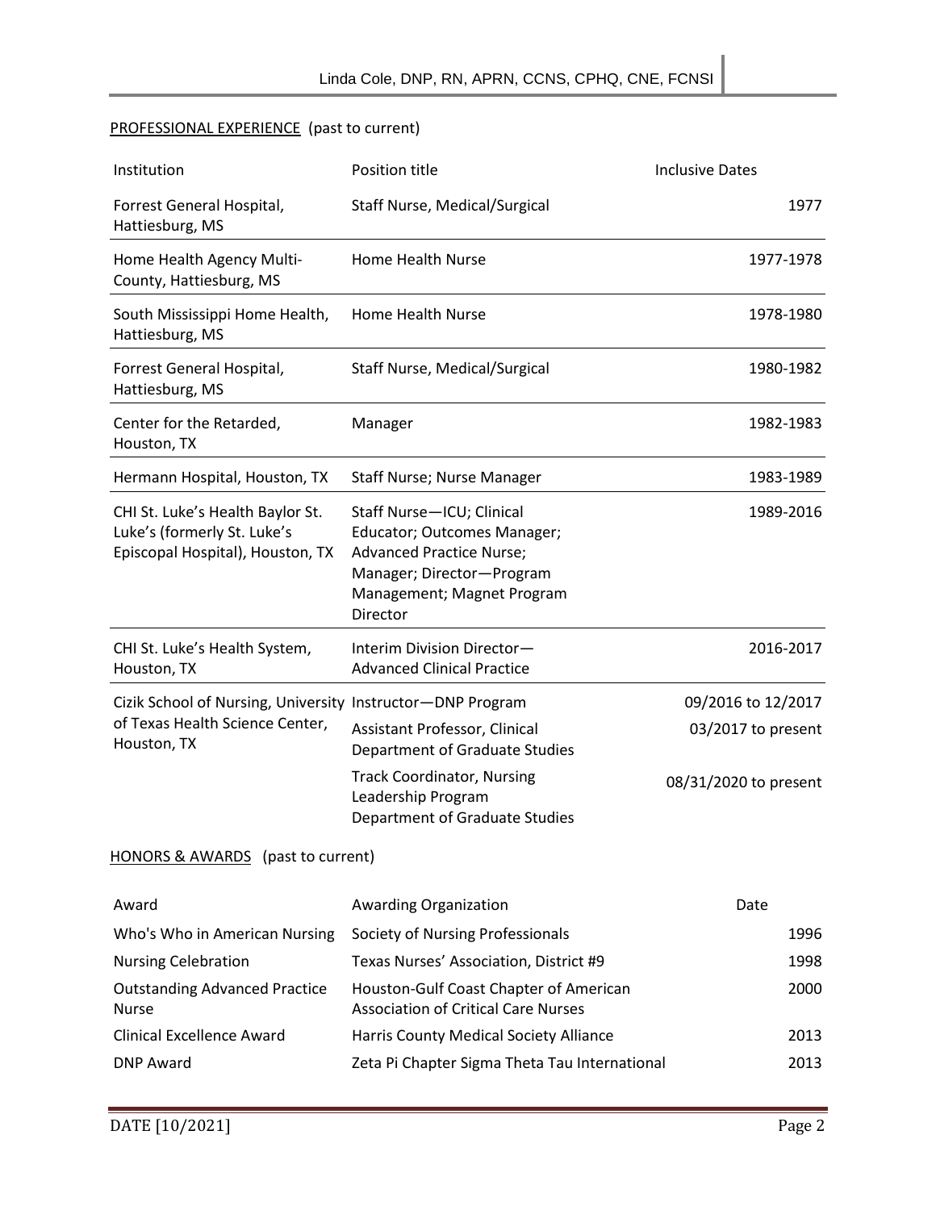## PROFESSIONAL EXPERIENCE (past to current)

| Institution | Position title | Inclusive Dates |
|---|---|---|
| Forrest General Hospital, Hattiesburg, MS | Staff Nurse, Medical/Surgical | 1977 |
| Home Health Agency Multi-County, Hattiesburg, MS | Home Health Nurse | 1977-1978 |
| South Mississippi Home Health, Hattiesburg, MS | Home Health Nurse | 1978-1980 |
| Forrest General Hospital, Hattiesburg, MS | Staff Nurse, Medical/Surgical | 1980-1982 |
| Center for the Retarded, Houston, TX | Manager | 1982-1983 |
| Hermann Hospital, Houston, TX | Staff Nurse; Nurse Manager | 1983-1989 |
| CHI St. Luke's Health Baylor St. Luke's (formerly St. Luke's Episcopal Hospital), Houston, TX | Staff Nurse—ICU; Clinical Educator; Outcomes Manager; Advanced Practice Nurse; Manager; Director—Program Management; Magnet Program Director | 1989-2016 |
| CHI St. Luke's Health System, Houston, TX | Interim Division Director—Advanced Clinical Practice | 2016-2017 |
| Cizik School of Nursing, University of Texas Health Science Center, Houston, TX | Instructor—DNP Program | 09/2016 to 12/2017 |
| | Assistant Professor, Clinical Department of Graduate Studies | 03/2017 to present |
| | Track Coordinator, Nursing Leadership Program Department of Graduate Studies | 08/31/2020 to present |

## HONORS & AWARDS (past to current)

| Award | Awarding Organization | Date |
|---|---|---|
| Who's Who in American Nursing | Society of Nursing Professionals | 1996 |
| Nursing Celebration | Texas Nurses' Association, District #9 | 1998 |
| Outstanding Advanced Practice Nurse | Houston-Gulf Coast Chapter of American Association of Critical Care Nurses | 2000 |
| Clinical Excellence Award | Harris County Medical Society Alliance | 2013 |
| DNP Award | Zeta Pi Chapter Sigma Theta Tau International | 2013 |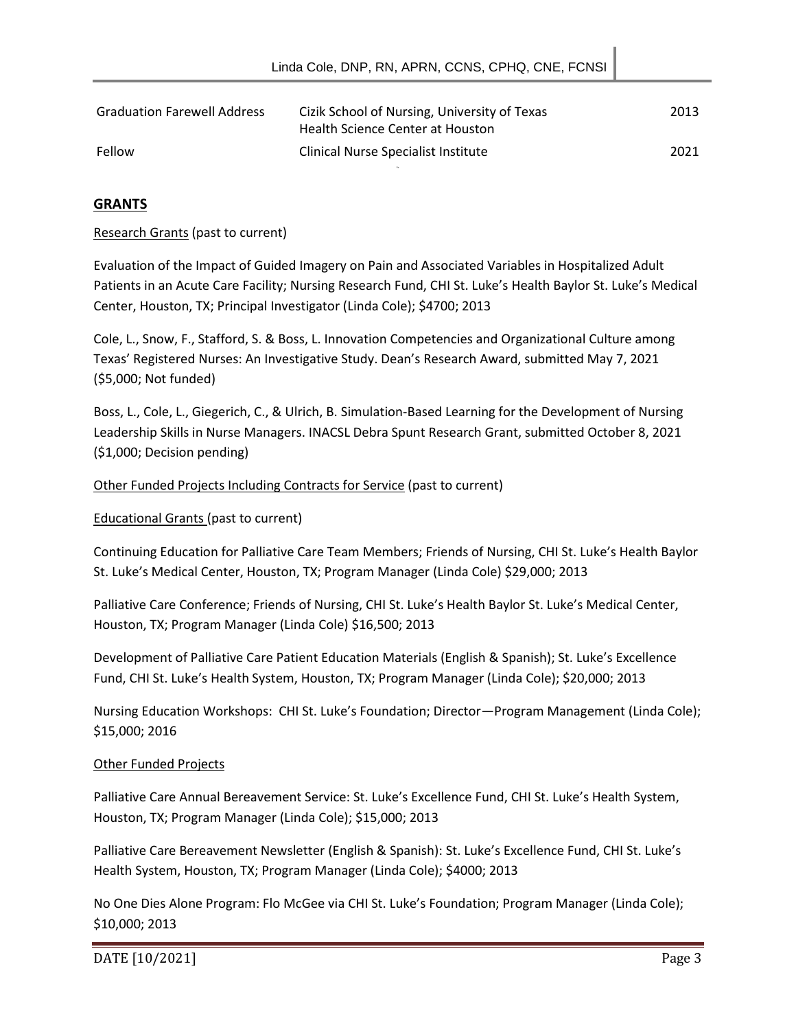| | | |
|---|---|---|
| Graduation Farewell Address | Cizik School of Nursing, University of Texas Health Science Center at Houston | 2013 |
| Fellow | Clinical Nurse Specialist Institute | 2021 |

## GRANTS

Research Grants (past to current)

Evaluation of the Impact of Guided Imagery on Pain and Associated Variables in Hospitalized Adult Patients in an Acute Care Facility; Nursing Research Fund, CHI St. Luke's Health Baylor St. Luke's Medical Center, Houston, TX; Principal Investigator (Linda Cole); $4700; 2013

Cole, L., Snow, F., Stafford, S. & Boss, L. Innovation Competencies and Organizational Culture among Texas' Registered Nurses: An Investigative Study. Dean's Research Award, submitted May 7, 2021 ($5,000; Not funded)

Boss, L., Cole, L., Giegerich, C., & Ulrich, B. Simulation-Based Learning for the Development of Nursing Leadership Skills in Nurse Managers. INACSL Debra Spunt Research Grant, submitted October 8, 2021 ($1,000; Decision pending)

Other Funded Projects Including Contracts for Service (past to current)

Educational Grants (past to current)

Continuing Education for Palliative Care Team Members; Friends of Nursing, CHI St. Luke's Health Baylor St. Luke's Medical Center, Houston, TX; Program Manager (Linda Cole) $29,000; 2013

Palliative Care Conference; Friends of Nursing, CHI St. Luke's Health Baylor St. Luke's Medical Center, Houston, TX; Program Manager (Linda Cole) $16,500; 2013

Development of Palliative Care Patient Education Materials (English & Spanish); St. Luke's Excellence Fund, CHI St. Luke's Health System, Houston, TX; Program Manager (Linda Cole); $20,000; 2013

Nursing Education Workshops: CHI St. Luke's Foundation; Director—Program Management (Linda Cole); $15,000; 2016

Other Funded Projects

Palliative Care Annual Bereavement Service: St. Luke's Excellence Fund, CHI St. Luke's Health System, Houston, TX; Program Manager (Linda Cole); $15,000; 2013

Palliative Care Bereavement Newsletter (English & Spanish): St. Luke's Excellence Fund, CHI St. Luke's Health System, Houston, TX; Program Manager (Linda Cole); $4000; 2013

No One Dies Alone Program: Flo McGee via CHI St. Luke's Foundation; Program Manager (Linda Cole); $10,000; 2013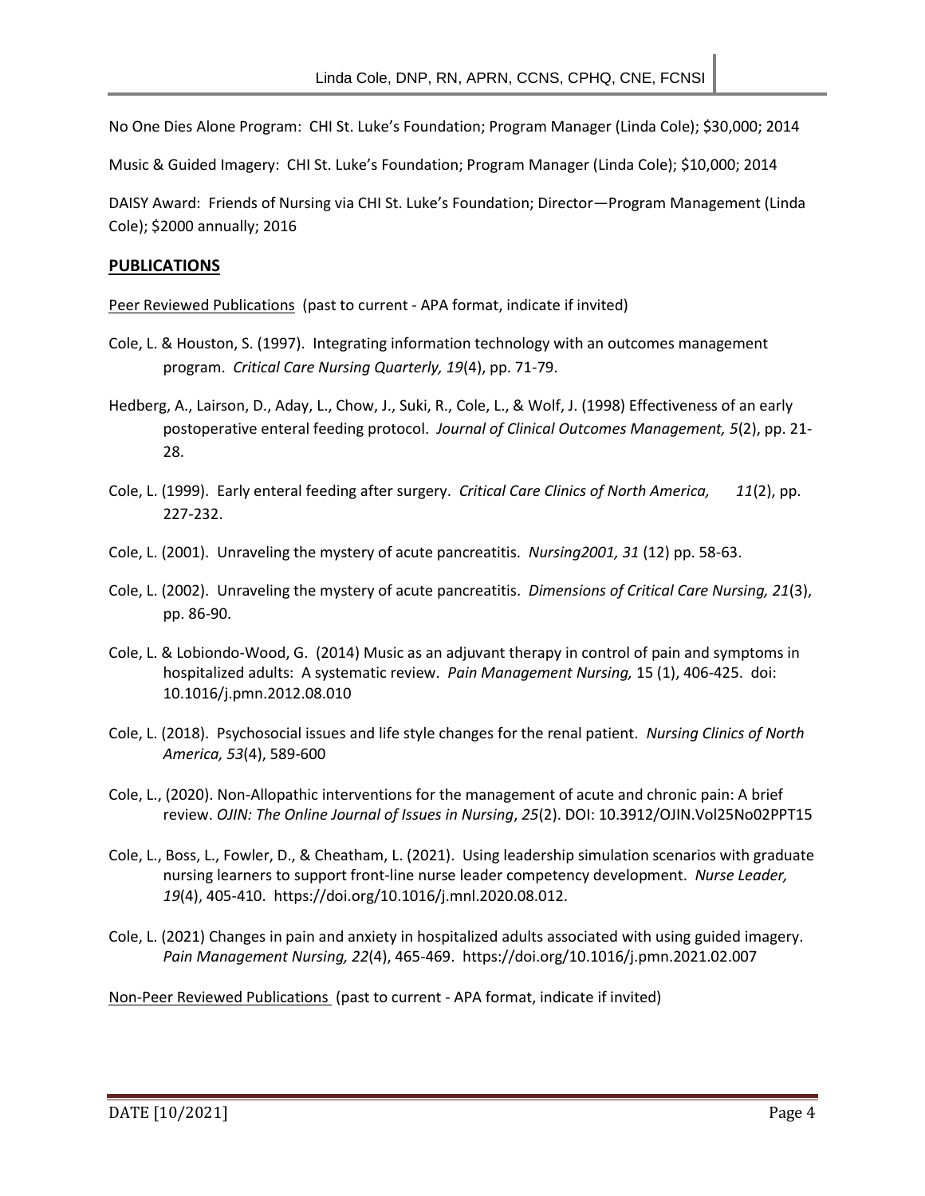No One Dies Alone Program: CHI St. Luke's Foundation; Program Manager (Linda Cole); $30,000; 2014

Music & Guided Imagery: CHI St. Luke's Foundation; Program Manager (Linda Cole); $10,000; 2014

DAISY Award: Friends of Nursing via CHI St. Luke's Foundation; Director—Program Management (Linda Cole); $2000 annually; 2016

## PUBLICATIONS

Peer Reviewed Publications (past to current - APA format, indicate if invited)

Cole, L. & Houston, S. (1997). Integrating information technology with an outcomes management program. *Critical Care Nursing Quarterly, 19*(4), pp. 71-79.

Hedberg, A., Lairson, D., Aday, L., Chow, J., Suki, R., Cole, L., & Wolf, J. (1998) Effectiveness of an early postoperative enteral feeding protocol. *Journal of Clinical Outcomes Management, 5*(2), pp. 21-28.

Cole, L. (1999). Early enteral feeding after surgery. *Critical Care Clinics of North America, 11*(2), pp. 227-232.

Cole, L. (2001). Unraveling the mystery of acute pancreatitis. *Nursing2001, 31* (12) pp. 58-63.

Cole, L. (2002). Unraveling the mystery of acute pancreatitis. *Dimensions of Critical Care Nursing, 21*(3), pp. 86-90.

Cole, L. & Lobiondo-Wood, G. (2014) Music as an adjuvant therapy in control of pain and symptoms in hospitalized adults: A systematic review. *Pain Management Nursing,* 15 (1), 406-425. doi: 10.1016/j.pmn.2012.08.010

Cole, L. (2018). Psychosocial issues and life style changes for the renal patient. *Nursing Clinics of North America, 53*(4), 589-600

Cole, L., (2020). Non-Allopathic interventions for the management of acute and chronic pain: A brief review. *OJIN: The Online Journal of Issues in Nursing*, *25*(2). DOI: 10.3912/OJIN.Vol25No02PPT15

Cole, L., Boss, L., Fowler, D., & Cheatham, L. (2021). Using leadership simulation scenarios with graduate nursing learners to support front-line nurse leader competency development. *Nurse Leader, 19*(4), 405-410. https://doi.org/10.1016/j.mnl.2020.08.012.

Cole, L. (2021) Changes in pain and anxiety in hospitalized adults associated with using guided imagery. *Pain Management Nursing, 22*(4), 465-469. https://doi.org/10.1016/j.pmn.2021.02.007

Non-Peer Reviewed Publications (past to current - APA format, indicate if invited)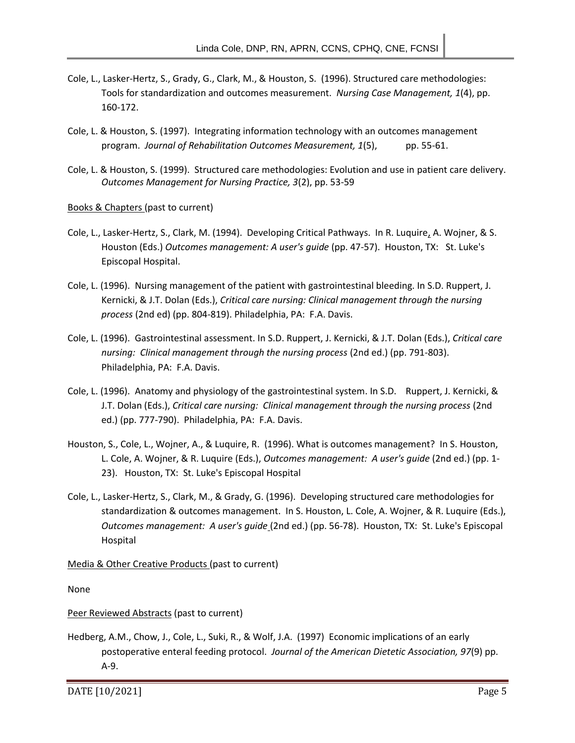Cole, L., Lasker-Hertz, S., Grady, G., Clark, M., & Houston, S. (1996). Structured care methodologies: Tools for standardization and outcomes measurement. *Nursing Case Management, 1*(4), pp. 160-172.

Cole, L. & Houston, S. (1997). Integrating information technology with an outcomes management program. *Journal of Rehabilitation Outcomes Measurement, 1*(5), pp. 55-61.

Cole, L. & Houston, S. (1999). Structured care methodologies: Evolution and use in patient care delivery. *Outcomes Management for Nursing Practice, 3*(2), pp. 53-59

Books & Chapters (past to current)

Cole, L., Lasker-Hertz, S., Clark, M. (1994). Developing Critical Pathways. In R. Luquire, A. Wojner, & S. Houston (Eds.) *Outcomes management: A user's guide* (pp. 47-57). Houston, TX: St. Luke's Episcopal Hospital.

Cole, L. (1996). Nursing management of the patient with gastrointestinal bleeding. In S.D. Ruppert, J. Kernicki, & J.T. Dolan (Eds.), *Critical care nursing: Clinical management through the nursing process* (2nd ed) (pp. 804-819). Philadelphia, PA: F.A. Davis.

Cole, L. (1996). Gastrointestinal assessment. In S.D. Ruppert, J. Kernicki, & J.T. Dolan (Eds.), *Critical care nursing: Clinical management through the nursing process* (2nd ed.) (pp. 791-803). Philadelphia, PA: F.A. Davis.

Cole, L. (1996). Anatomy and physiology of the gastrointestinal system. In S.D. Ruppert, J. Kernicki, & J.T. Dolan (Eds.), *Critical care nursing: Clinical management through the nursing process* (2nd ed.) (pp. 777-790). Philadelphia, PA: F.A. Davis.

Houston, S., Cole, L., Wojner, A., & Luquire, R. (1996). What is outcomes management? In S. Houston, L. Cole, A. Wojner, & R. Luquire (Eds.), *Outcomes management: A user's guide* (2nd ed.) (pp. 1-23). Houston, TX: St. Luke's Episcopal Hospital

Cole, L., Lasker-Hertz, S., Clark, M., & Grady, G. (1996). Developing structured care methodologies for standardization & outcomes management. In S. Houston, L. Cole, A. Wojner, & R. Luquire (Eds.), *Outcomes management: A user's guide* (2nd ed.) (pp. 56-78). Houston, TX: St. Luke's Episcopal Hospital

Media & Other Creative Products (past to current)

None

Peer Reviewed Abstracts (past to current)

Hedberg, A.M., Chow, J., Cole, L., Suki, R., & Wolf, J.A. (1997) Economic implications of an early postoperative enteral feeding protocol. *Journal of the American Dietetic Association, 97*(9) pp. A-9.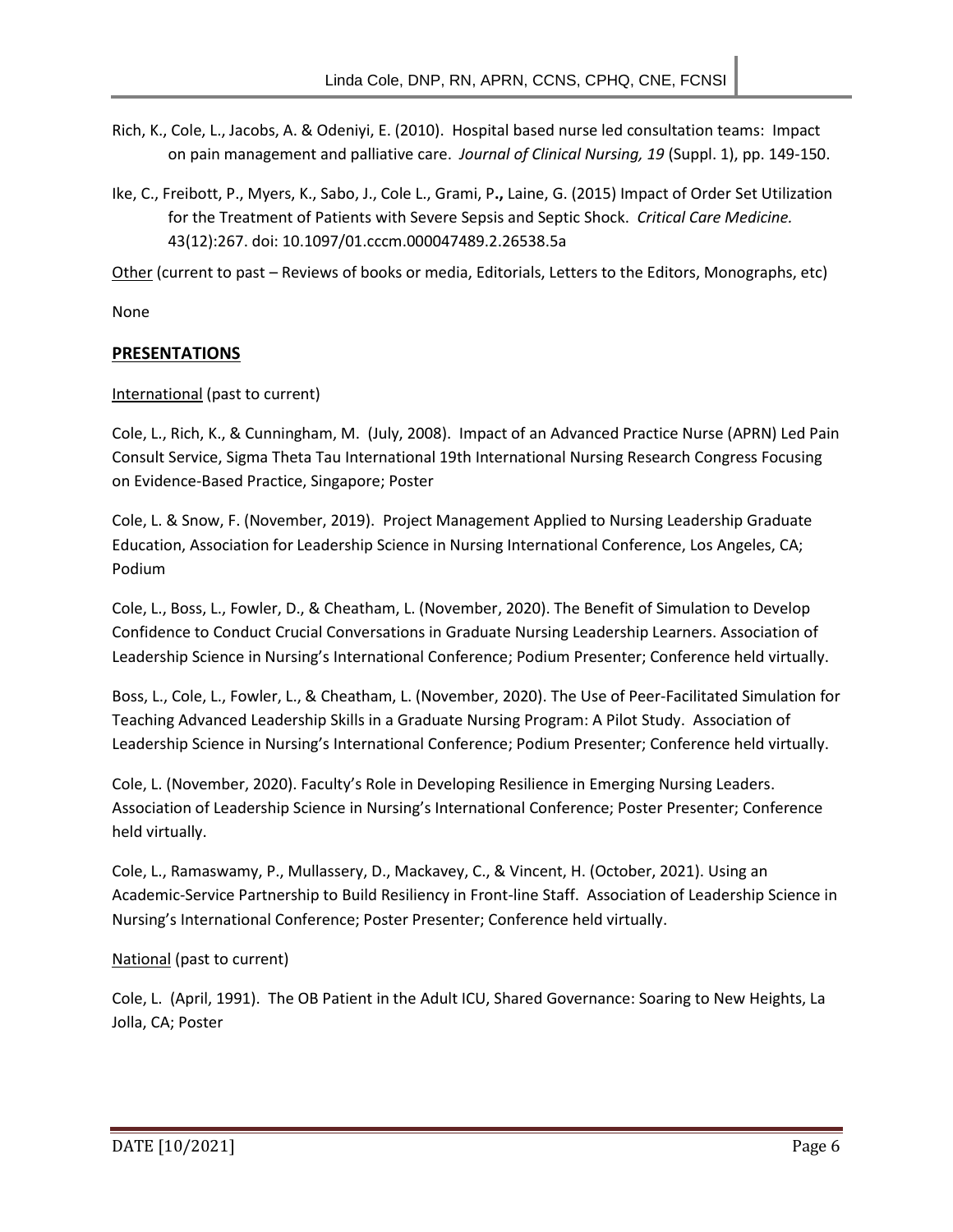Rich, K., Cole, L., Jacobs, A. & Odeniyi, E. (2010). Hospital based nurse led consultation teams: Impact on pain management and palliative care. *Journal of Clinical Nursing, 19* (Suppl. 1), pp. 149-150.

Ike, C., Freibott, P., Myers, K., Sabo, J., Cole L., Grami, P**.,** Laine, G. (2015) Impact of Order Set Utilization for the Treatment of Patients with Severe Sepsis and Septic Shock. *Critical Care Medicine.* 43(12):267. doi: 10.1097/01.cccm.000047489.2.26538.5a

<u>Other</u> (current to past – Reviews of books or media, Editorials, Letters to the Editors, Monographs, etc)

None

## PRESENTATIONS

<u>International</u> (past to current)

Cole, L., Rich, K., & Cunningham, M. (July, 2008). Impact of an Advanced Practice Nurse (APRN) Led Pain Consult Service, Sigma Theta Tau International 19th International Nursing Research Congress Focusing on Evidence-Based Practice, Singapore; Poster

Cole, L. & Snow, F. (November, 2019). Project Management Applied to Nursing Leadership Graduate Education, Association for Leadership Science in Nursing International Conference, Los Angeles, CA; Podium

Cole, L., Boss, L., Fowler, D., & Cheatham, L. (November, 2020). The Benefit of Simulation to Develop Confidence to Conduct Crucial Conversations in Graduate Nursing Leadership Learners. Association of Leadership Science in Nursing's International Conference; Podium Presenter; Conference held virtually.

Boss, L., Cole, L., Fowler, L., & Cheatham, L. (November, 2020). The Use of Peer-Facilitated Simulation for Teaching Advanced Leadership Skills in a Graduate Nursing Program: A Pilot Study. Association of Leadership Science in Nursing's International Conference; Podium Presenter; Conference held virtually.

Cole, L. (November, 2020). Faculty's Role in Developing Resilience in Emerging Nursing Leaders. Association of Leadership Science in Nursing's International Conference; Poster Presenter; Conference held virtually.

Cole, L., Ramaswamy, P., Mullassery, D., Mackavey, C., & Vincent, H. (October, 2021). Using an Academic-Service Partnership to Build Resiliency in Front-line Staff. Association of Leadership Science in Nursing's International Conference; Poster Presenter; Conference held virtually.

<u>National</u> (past to current)

Cole, L. (April, 1991). The OB Patient in the Adult ICU, Shared Governance: Soaring to New Heights, La Jolla, CA; Poster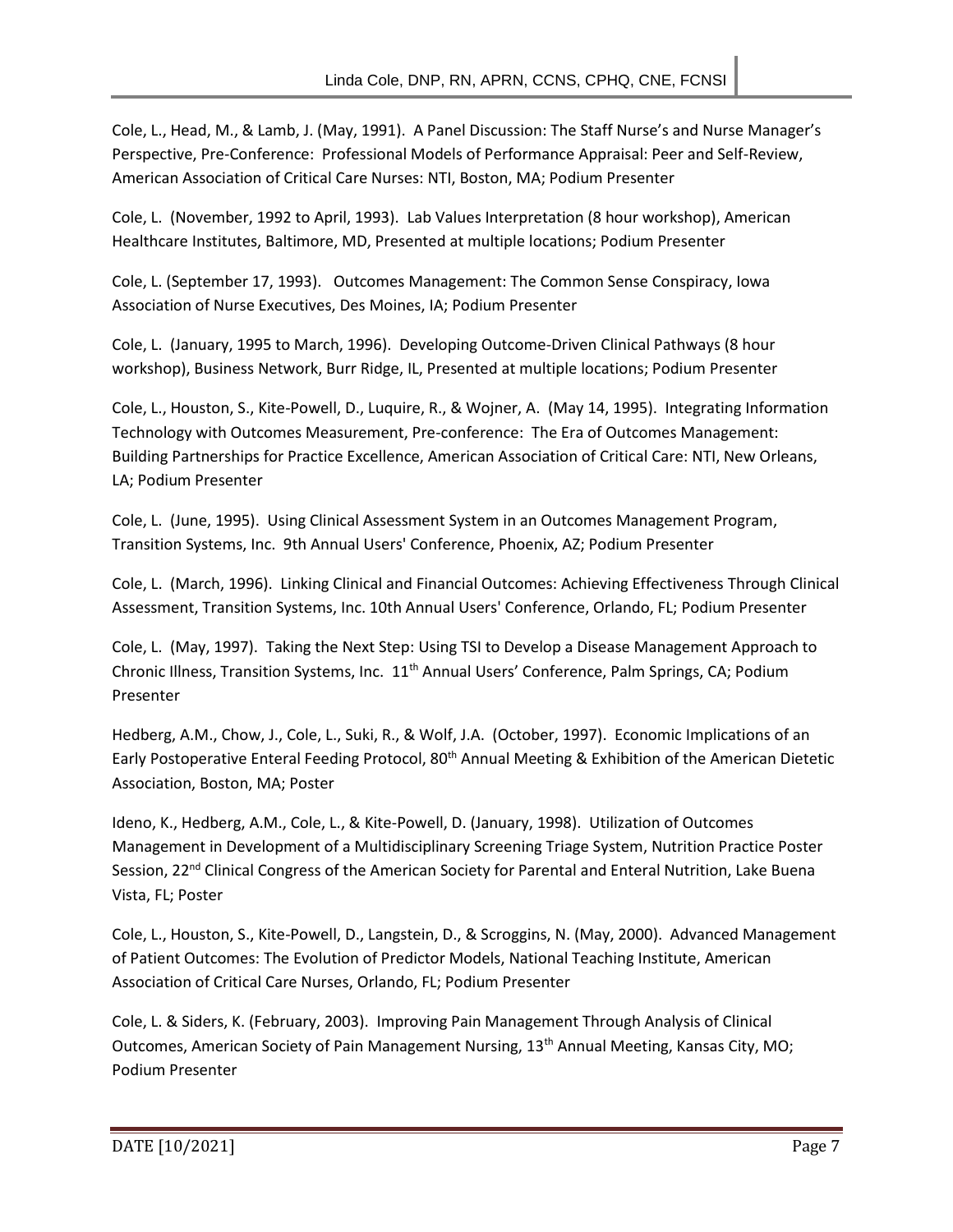Cole, L., Head, M., & Lamb, J. (May, 1991). A Panel Discussion: The Staff Nurse's and Nurse Manager's Perspective, Pre-Conference: Professional Models of Performance Appraisal: Peer and Self-Review, American Association of Critical Care Nurses: NTI, Boston, MA; Podium Presenter

Cole, L. (November, 1992 to April, 1993). Lab Values Interpretation (8 hour workshop), American Healthcare Institutes, Baltimore, MD, Presented at multiple locations; Podium Presenter

Cole, L. (September 17, 1993). Outcomes Management: The Common Sense Conspiracy, Iowa Association of Nurse Executives, Des Moines, IA; Podium Presenter

Cole, L. (January, 1995 to March, 1996). Developing Outcome-Driven Clinical Pathways (8 hour workshop), Business Network, Burr Ridge, IL, Presented at multiple locations; Podium Presenter

Cole, L., Houston, S., Kite-Powell, D., Luquire, R., & Wojner, A. (May 14, 1995). Integrating Information Technology with Outcomes Measurement, Pre-conference: The Era of Outcomes Management: Building Partnerships for Practice Excellence, American Association of Critical Care: NTI, New Orleans, LA; Podium Presenter

Cole, L. (June, 1995). Using Clinical Assessment System in an Outcomes Management Program, Transition Systems, Inc. 9th Annual Users' Conference, Phoenix, AZ; Podium Presenter

Cole, L. (March, 1996). Linking Clinical and Financial Outcomes: Achieving Effectiveness Through Clinical Assessment, Transition Systems, Inc. 10th Annual Users' Conference, Orlando, FL; Podium Presenter

Cole, L. (May, 1997). Taking the Next Step: Using TSI to Develop a Disease Management Approach to Chronic Illness, Transition Systems, Inc. 11th Annual Users' Conference, Palm Springs, CA; Podium Presenter

Hedberg, A.M., Chow, J., Cole, L., Suki, R., & Wolf, J.A. (October, 1997). Economic Implications of an Early Postoperative Enteral Feeding Protocol, 80th Annual Meeting & Exhibition of the American Dietetic Association, Boston, MA; Poster

Ideno, K., Hedberg, A.M., Cole, L., & Kite-Powell, D. (January, 1998). Utilization of Outcomes Management in Development of a Multidisciplinary Screening Triage System, Nutrition Practice Poster Session, 22nd Clinical Congress of the American Society for Parental and Enteral Nutrition, Lake Buena Vista, FL; Poster

Cole, L., Houston, S., Kite-Powell, D., Langstein, D., & Scroggins, N. (May, 2000). Advanced Management of Patient Outcomes: The Evolution of Predictor Models, National Teaching Institute, American Association of Critical Care Nurses, Orlando, FL; Podium Presenter

Cole, L. & Siders, K. (February, 2003). Improving Pain Management Through Analysis of Clinical Outcomes, American Society of Pain Management Nursing, 13th Annual Meeting, Kansas City, MO; Podium Presenter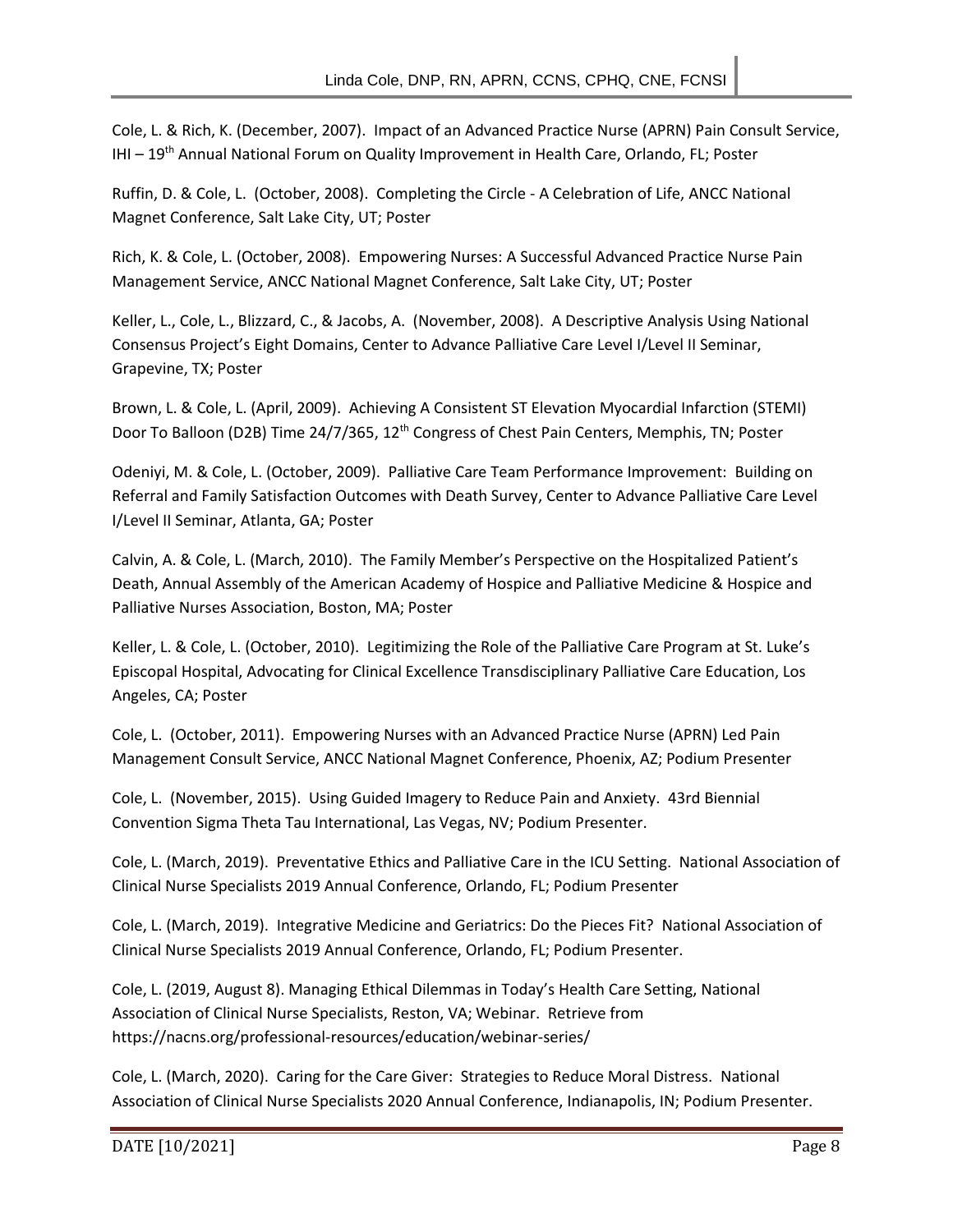Cole, L. & Rich, K. (December, 2007). Impact of an Advanced Practice Nurse (APRN) Pain Consult Service, IHI – 19th Annual National Forum on Quality Improvement in Health Care, Orlando, FL; Poster

Ruffin, D. & Cole, L. (October, 2008). Completing the Circle - A Celebration of Life, ANCC National Magnet Conference, Salt Lake City, UT; Poster

Rich, K. & Cole, L. (October, 2008). Empowering Nurses: A Successful Advanced Practice Nurse Pain Management Service, ANCC National Magnet Conference, Salt Lake City, UT; Poster

Keller, L., Cole, L., Blizzard, C., & Jacobs, A. (November, 2008). A Descriptive Analysis Using National Consensus Project's Eight Domains, Center to Advance Palliative Care Level I/Level II Seminar, Grapevine, TX; Poster

Brown, L. & Cole, L. (April, 2009). Achieving A Consistent ST Elevation Myocardial Infarction (STEMI) Door To Balloon (D2B) Time 24/7/365, 12th Congress of Chest Pain Centers, Memphis, TN; Poster

Odeniyi, M. & Cole, L. (October, 2009). Palliative Care Team Performance Improvement: Building on Referral and Family Satisfaction Outcomes with Death Survey, Center to Advance Palliative Care Level I/Level II Seminar, Atlanta, GA; Poster

Calvin, A. & Cole, L. (March, 2010). The Family Member's Perspective on the Hospitalized Patient's Death, Annual Assembly of the American Academy of Hospice and Palliative Medicine & Hospice and Palliative Nurses Association, Boston, MA; Poster

Keller, L. & Cole, L. (October, 2010). Legitimizing the Role of the Palliative Care Program at St. Luke's Episcopal Hospital, Advocating for Clinical Excellence Transdisciplinary Palliative Care Education, Los Angeles, CA; Poster

Cole, L. (October, 2011). Empowering Nurses with an Advanced Practice Nurse (APRN) Led Pain Management Consult Service, ANCC National Magnet Conference, Phoenix, AZ; Podium Presenter

Cole, L. (November, 2015). Using Guided Imagery to Reduce Pain and Anxiety. 43rd Biennial Convention Sigma Theta Tau International, Las Vegas, NV; Podium Presenter.

Cole, L. (March, 2019). Preventative Ethics and Palliative Care in the ICU Setting. National Association of Clinical Nurse Specialists 2019 Annual Conference, Orlando, FL; Podium Presenter

Cole, L. (March, 2019). Integrative Medicine and Geriatrics: Do the Pieces Fit? National Association of Clinical Nurse Specialists 2019 Annual Conference, Orlando, FL; Podium Presenter.

Cole, L. (2019, August 8). Managing Ethical Dilemmas in Today's Health Care Setting, National Association of Clinical Nurse Specialists, Reston, VA; Webinar. Retrieve from https://nacns.org/professional-resources/education/webinar-series/

Cole, L. (March, 2020). Caring for the Care Giver: Strategies to Reduce Moral Distress. National Association of Clinical Nurse Specialists 2020 Annual Conference, Indianapolis, IN; Podium Presenter.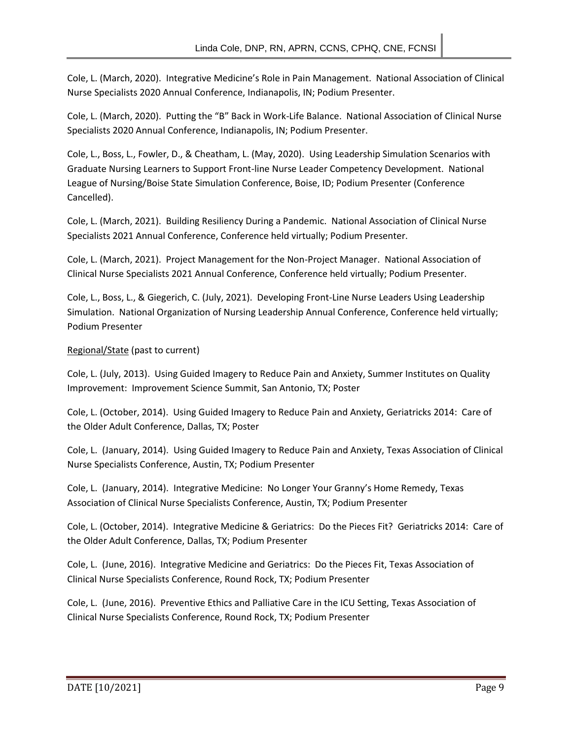Cole, L. (March, 2020). Integrative Medicine's Role in Pain Management. National Association of Clinical Nurse Specialists 2020 Annual Conference, Indianapolis, IN; Podium Presenter.

Cole, L. (March, 2020). Putting the "B" Back in Work-Life Balance. National Association of Clinical Nurse Specialists 2020 Annual Conference, Indianapolis, IN; Podium Presenter.

Cole, L., Boss, L., Fowler, D., & Cheatham, L. (May, 2020). Using Leadership Simulation Scenarios with Graduate Nursing Learners to Support Front-line Nurse Leader Competency Development. National League of Nursing/Boise State Simulation Conference, Boise, ID; Podium Presenter (Conference Cancelled).

Cole, L. (March, 2021). Building Resiliency During a Pandemic. National Association of Clinical Nurse Specialists 2021 Annual Conference, Conference held virtually; Podium Presenter.

Cole, L. (March, 2021). Project Management for the Non-Project Manager. National Association of Clinical Nurse Specialists 2021 Annual Conference, Conference held virtually; Podium Presenter.

Cole, L., Boss, L., & Giegerich, C. (July, 2021). Developing Front-Line Nurse Leaders Using Leadership Simulation. National Organization of Nursing Leadership Annual Conference, Conference held virtually; Podium Presenter

Regional/State (past to current)

Cole, L. (July, 2013). Using Guided Imagery to Reduce Pain and Anxiety, Summer Institutes on Quality Improvement: Improvement Science Summit, San Antonio, TX; Poster

Cole, L. (October, 2014). Using Guided Imagery to Reduce Pain and Anxiety, Geriatricks 2014: Care of the Older Adult Conference, Dallas, TX; Poster

Cole, L. (January, 2014). Using Guided Imagery to Reduce Pain and Anxiety, Texas Association of Clinical Nurse Specialists Conference, Austin, TX; Podium Presenter

Cole, L. (January, 2014). Integrative Medicine: No Longer Your Granny's Home Remedy, Texas Association of Clinical Nurse Specialists Conference, Austin, TX; Podium Presenter

Cole, L. (October, 2014). Integrative Medicine & Geriatrics: Do the Pieces Fit? Geriatricks 2014: Care of the Older Adult Conference, Dallas, TX; Podium Presenter

Cole, L. (June, 2016). Integrative Medicine and Geriatrics: Do the Pieces Fit, Texas Association of Clinical Nurse Specialists Conference, Round Rock, TX; Podium Presenter

Cole, L. (June, 2016). Preventive Ethics and Palliative Care in the ICU Setting, Texas Association of Clinical Nurse Specialists Conference, Round Rock, TX; Podium Presenter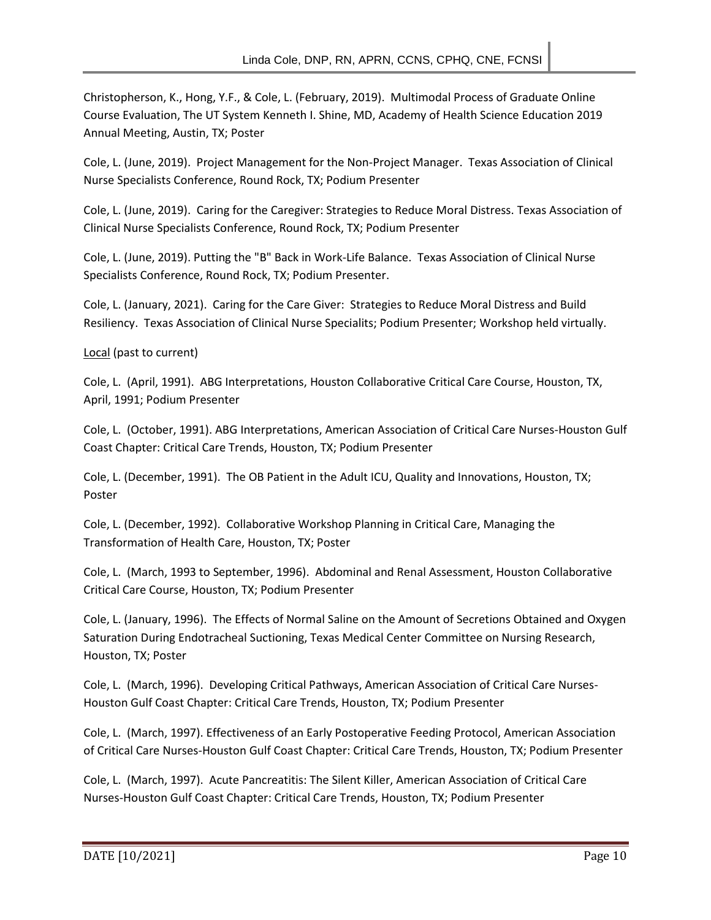Christopherson, K., Hong, Y.F., & Cole, L. (February, 2019). Multimodal Process of Graduate Online Course Evaluation, The UT System Kenneth I. Shine, MD, Academy of Health Science Education 2019 Annual Meeting, Austin, TX; Poster

Cole, L. (June, 2019). Project Management for the Non-Project Manager. Texas Association of Clinical Nurse Specialists Conference, Round Rock, TX; Podium Presenter

Cole, L. (June, 2019). Caring for the Caregiver: Strategies to Reduce Moral Distress. Texas Association of Clinical Nurse Specialists Conference, Round Rock, TX; Podium Presenter

Cole, L. (June, 2019). Putting the "B" Back in Work-Life Balance. Texas Association of Clinical Nurse Specialists Conference, Round Rock, TX; Podium Presenter.

Cole, L. (January, 2021). Caring for the Care Giver: Strategies to Reduce Moral Distress and Build Resiliency. Texas Association of Clinical Nurse Specialits; Podium Presenter; Workshop held virtually.

<u>Local</u> (past to current)

Cole, L. (April, 1991). ABG Interpretations, Houston Collaborative Critical Care Course, Houston, TX, April, 1991; Podium Presenter

Cole, L. (October, 1991). ABG Interpretations, American Association of Critical Care Nurses-Houston Gulf Coast Chapter: Critical Care Trends, Houston, TX; Podium Presenter

Cole, L. (December, 1991). The OB Patient in the Adult ICU, Quality and Innovations, Houston, TX; Poster

Cole, L. (December, 1992). Collaborative Workshop Planning in Critical Care, Managing the Transformation of Health Care, Houston, TX; Poster

Cole, L. (March, 1993 to September, 1996). Abdominal and Renal Assessment, Houston Collaborative Critical Care Course, Houston, TX; Podium Presenter

Cole, L. (January, 1996). The Effects of Normal Saline on the Amount of Secretions Obtained and Oxygen Saturation During Endotracheal Suctioning, Texas Medical Center Committee on Nursing Research, Houston, TX; Poster

Cole, L. (March, 1996). Developing Critical Pathways, American Association of Critical Care Nurses-Houston Gulf Coast Chapter: Critical Care Trends, Houston, TX; Podium Presenter

Cole, L. (March, 1997). Effectiveness of an Early Postoperative Feeding Protocol, American Association of Critical Care Nurses-Houston Gulf Coast Chapter: Critical Care Trends, Houston, TX; Podium Presenter

Cole, L. (March, 1997). Acute Pancreatitis: The Silent Killer, American Association of Critical Care Nurses-Houston Gulf Coast Chapter: Critical Care Trends, Houston, TX; Podium Presenter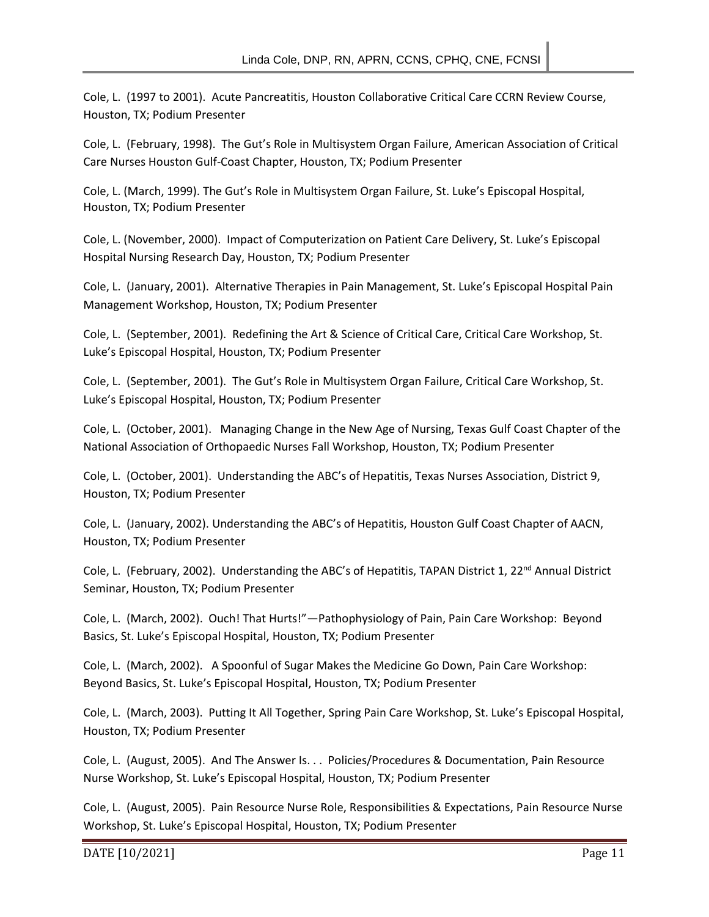Cole, L. (1997 to 2001). Acute Pancreatitis, Houston Collaborative Critical Care CCRN Review Course, Houston, TX; Podium Presenter

Cole, L. (February, 1998). The Gut's Role in Multisystem Organ Failure, American Association of Critical Care Nurses Houston Gulf-Coast Chapter, Houston, TX; Podium Presenter

Cole, L. (March, 1999). The Gut's Role in Multisystem Organ Failure, St. Luke's Episcopal Hospital, Houston, TX; Podium Presenter

Cole, L. (November, 2000). Impact of Computerization on Patient Care Delivery, St. Luke's Episcopal Hospital Nursing Research Day, Houston, TX; Podium Presenter

Cole, L. (January, 2001). Alternative Therapies in Pain Management, St. Luke's Episcopal Hospital Pain Management Workshop, Houston, TX; Podium Presenter

Cole, L. (September, 2001). Redefining the Art & Science of Critical Care, Critical Care Workshop, St. Luke's Episcopal Hospital, Houston, TX; Podium Presenter

Cole, L. (September, 2001). The Gut's Role in Multisystem Organ Failure, Critical Care Workshop, St. Luke's Episcopal Hospital, Houston, TX; Podium Presenter

Cole, L. (October, 2001). Managing Change in the New Age of Nursing, Texas Gulf Coast Chapter of the National Association of Orthopaedic Nurses Fall Workshop, Houston, TX; Podium Presenter

Cole, L. (October, 2001). Understanding the ABC's of Hepatitis, Texas Nurses Association, District 9, Houston, TX; Podium Presenter

Cole, L. (January, 2002). Understanding the ABC's of Hepatitis, Houston Gulf Coast Chapter of AACN, Houston, TX; Podium Presenter

Cole, L. (February, 2002). Understanding the ABC's of Hepatitis, TAPAN District 1, 22nd Annual District Seminar, Houston, TX; Podium Presenter

Cole, L. (March, 2002). Ouch! That Hurts!"—Pathophysiology of Pain, Pain Care Workshop: Beyond Basics, St. Luke's Episcopal Hospital, Houston, TX; Podium Presenter

Cole, L. (March, 2002). A Spoonful of Sugar Makes the Medicine Go Down, Pain Care Workshop: Beyond Basics, St. Luke's Episcopal Hospital, Houston, TX; Podium Presenter

Cole, L. (March, 2003). Putting It All Together, Spring Pain Care Workshop, St. Luke's Episcopal Hospital, Houston, TX; Podium Presenter

Cole, L. (August, 2005). And The Answer Is. . . Policies/Procedures & Documentation, Pain Resource Nurse Workshop, St. Luke's Episcopal Hospital, Houston, TX; Podium Presenter

Cole, L. (August, 2005). Pain Resource Nurse Role, Responsibilities & Expectations, Pain Resource Nurse Workshop, St. Luke's Episcopal Hospital, Houston, TX; Podium Presenter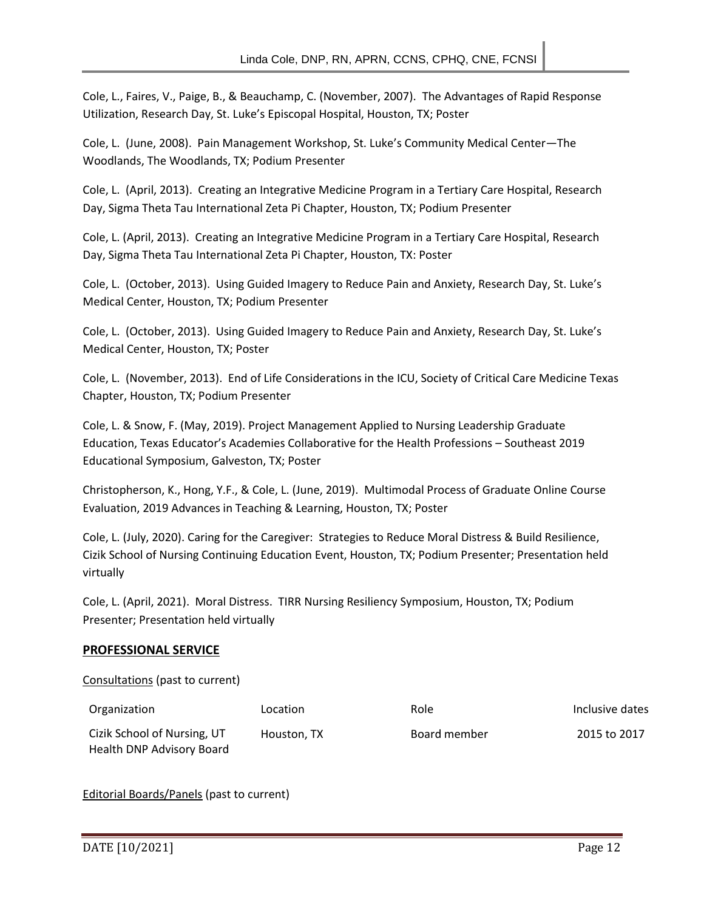Cole, L., Faires, V., Paige, B., & Beauchamp, C. (November, 2007). The Advantages of Rapid Response Utilization, Research Day, St. Luke's Episcopal Hospital, Houston, TX; Poster

Cole, L. (June, 2008). Pain Management Workshop, St. Luke's Community Medical Center—The Woodlands, The Woodlands, TX; Podium Presenter

Cole, L. (April, 2013). Creating an Integrative Medicine Program in a Tertiary Care Hospital, Research Day, Sigma Theta Tau International Zeta Pi Chapter, Houston, TX; Podium Presenter

Cole, L. (April, 2013). Creating an Integrative Medicine Program in a Tertiary Care Hospital, Research Day, Sigma Theta Tau International Zeta Pi Chapter, Houston, TX: Poster

Cole, L. (October, 2013). Using Guided Imagery to Reduce Pain and Anxiety, Research Day, St. Luke's Medical Center, Houston, TX; Podium Presenter

Cole, L. (October, 2013). Using Guided Imagery to Reduce Pain and Anxiety, Research Day, St. Luke's Medical Center, Houston, TX; Poster

Cole, L. (November, 2013). End of Life Considerations in the ICU, Society of Critical Care Medicine Texas Chapter, Houston, TX; Podium Presenter

Cole, L. & Snow, F. (May, 2019). Project Management Applied to Nursing Leadership Graduate Education, Texas Educator's Academies Collaborative for the Health Professions – Southeast 2019 Educational Symposium, Galveston, TX; Poster

Christopherson, K., Hong, Y.F., & Cole, L. (June, 2019). Multimodal Process of Graduate Online Course Evaluation, 2019 Advances in Teaching & Learning, Houston, TX; Poster

Cole, L. (July, 2020). Caring for the Caregiver: Strategies to Reduce Moral Distress & Build Resilience, Cizik School of Nursing Continuing Education Event, Houston, TX; Podium Presenter; Presentation held virtually

Cole, L. (April, 2021). Moral Distress. TIRR Nursing Resiliency Symposium, Houston, TX; Podium Presenter; Presentation held virtually

## PROFESSIONAL SERVICE

Consultations (past to current)

| Organization | Location | Role | Inclusive dates |
|---|---|---|---|
| Cizik School of Nursing, UT Health DNP Advisory Board | Houston, TX | Board member | 2015 to 2017 |

Editorial Boards/Panels (past to current)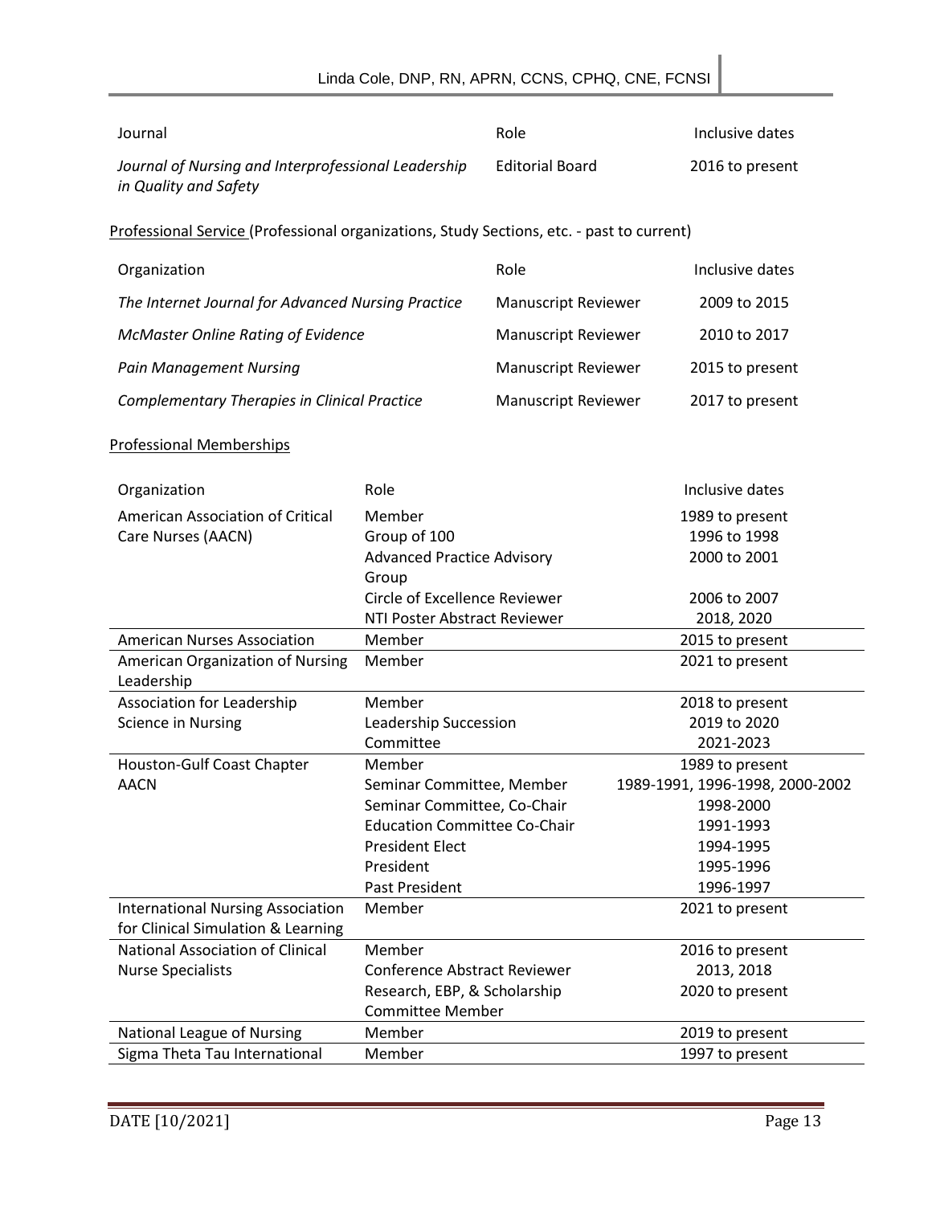| Journal | Role | Inclusive dates |
|---|---|---|
| *Journal of Nursing and Interprofessional Leadership in Quality and Safety* | Editorial Board | 2016 to present |

Professional Service (Professional organizations, Study Sections, etc. - past to current)

| Organization | Role | Inclusive dates |
|---|---|---|
| *The Internet Journal for Advanced Nursing Practice* | Manuscript Reviewer | 2009 to 2015 |
| *McMaster Online Rating of Evidence* | Manuscript Reviewer | 2010 to 2017 |
| *Pain Management Nursing* | Manuscript Reviewer | 2015 to present |
| *Complementary Therapies in Clinical Practice* | Manuscript Reviewer | 2017 to present |

Professional Memberships

| Organization | Role | Inclusive dates |
|---|---|---|
| American Association of Critical Care Nurses (AACN) | Member | 1989 to present |
| | Group of 100 | 1996 to 1998 |
| | Advanced Practice Advisory Group | 2000 to 2001 |
| | Circle of Excellence Reviewer | 2006 to 2007 |
| | NTI Poster Abstract Reviewer | 2018, 2020 |
| American Nurses Association | Member | 2015 to present |
| American Organization of Nursing Leadership | Member | 2021 to present |
| Association for Leadership Science in Nursing | Member | 2018 to present |
| | Leadership Succession Committee | 2019 to 2020<br>2021-2023 |
| Houston-Gulf Coast Chapter AACN | Member | 1989 to present |
| | Seminar Committee, Member | 1989-1991, 1996-1998, 2000-2002 |
| | Seminar Committee, Co-Chair | 1998-2000 |
| | Education Committee Co-Chair | 1991-1993 |
| | President Elect | 1994-1995 |
| | President | 1995-1996 |
| | Past President | 1996-1997 |
| International Nursing Association for Clinical Simulation & Learning | Member | 2021 to present |
| National Association of Clinical Nurse Specialists | Member | 2016 to present |
| | Conference Abstract Reviewer | 2013, 2018 |
| | Research, EBP, & Scholarship Committee Member | 2020 to present |
| National League of Nursing | Member | 2019 to present |
| Sigma Theta Tau International | Member | 1997 to present |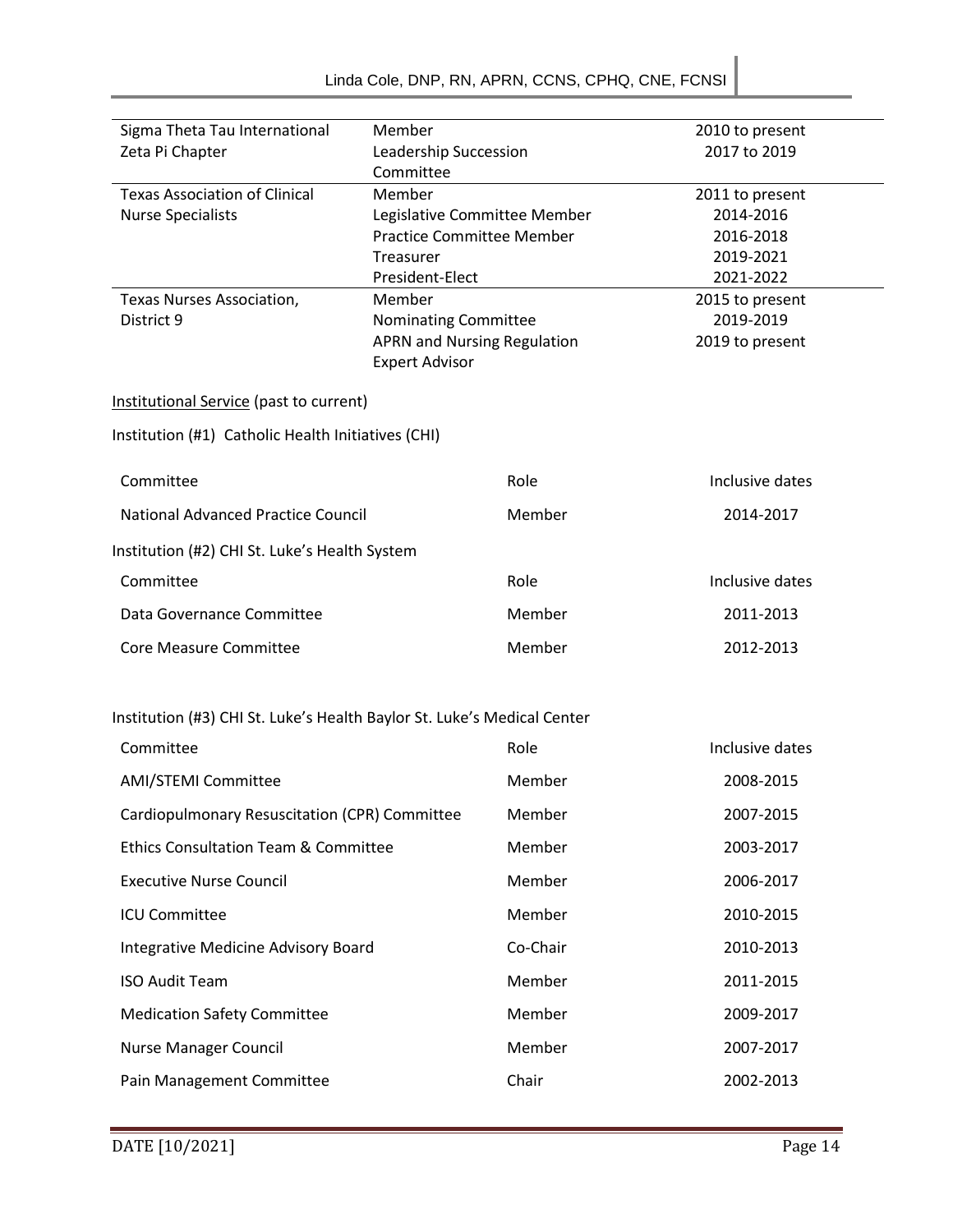| | | |
|---|---|---|
| Sigma Theta Tau International Zeta Pi Chapter | Member<br>Leadership Succession Committee | 2010 to present<br>2017 to 2019 |
| Texas Association of Clinical Nurse Specialists | Member<br>Legislative Committee Member<br>Practice Committee Member<br>Treasurer<br>President-Elect | 2011 to present<br>2014-2016<br>2016-2018<br>2019-2021<br>2021-2022 |
| Texas Nurses Association, District 9 | Member<br>Nominating Committee<br>APRN and Nursing Regulation Expert Advisor | 2015 to present<br>2019-2019<br>2019 to present |

Institutional Service (past to current)

Institution (#1) Catholic Health Initiatives (CHI)

| Committee | Role | Inclusive dates |
|---|---|---|
| National Advanced Practice Council | Member | 2014-2017 |

Institution (#2) CHI St. Luke's Health System

| Committee | Role | Inclusive dates |
|---|---|---|
| Data Governance Committee | Member | 2011-2013 |
| Core Measure Committee | Member | 2012-2013 |

Institution (#3) CHI St. Luke's Health Baylor St. Luke's Medical Center

| Committee | Role | Inclusive dates |
|---|---|---|
| AMI/STEMI Committee | Member | 2008-2015 |
| Cardiopulmonary Resuscitation (CPR) Committee | Member | 2007-2015 |
| Ethics Consultation Team & Committee | Member | 2003-2017 |
| Executive Nurse Council | Member | 2006-2017 |
| ICU Committee | Member | 2010-2015 |
| Integrative Medicine Advisory Board | Co-Chair | 2010-2013 |
| ISO Audit Team | Member | 2011-2015 |
| Medication Safety Committee | Member | 2009-2017 |
| Nurse Manager Council | Member | 2007-2017 |
| Pain Management Committee | Chair | 2002-2013 |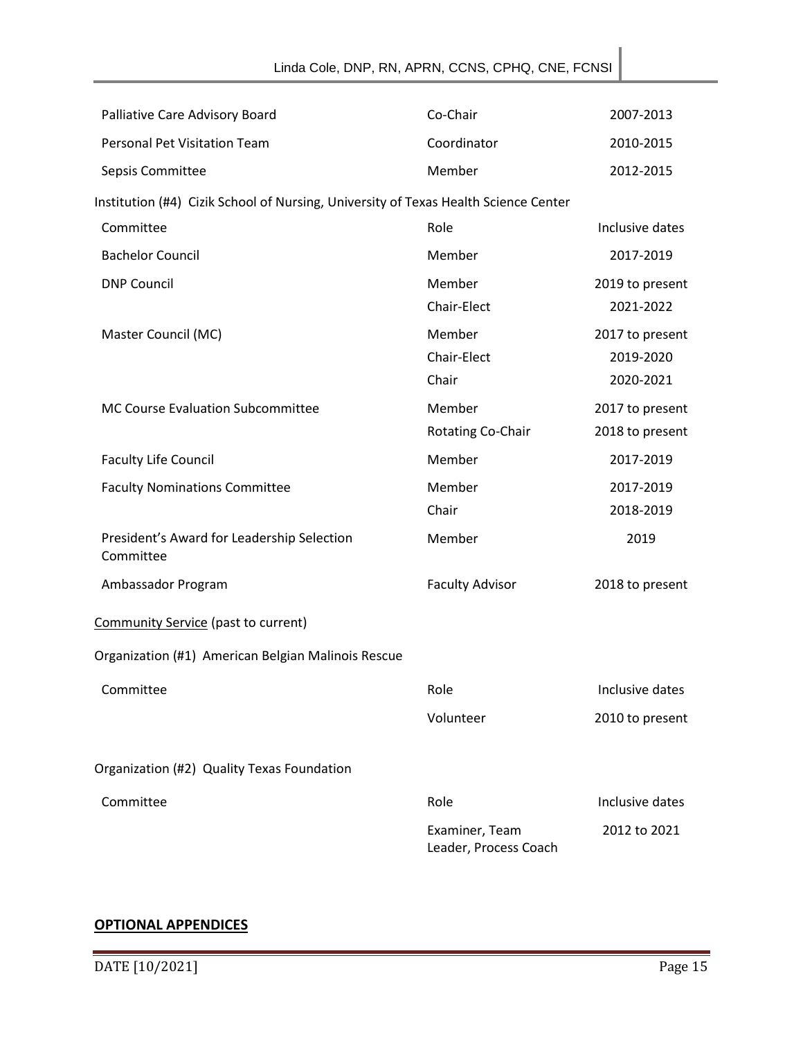| | | |
|---|---|---|
| Palliative Care Advisory Board | Co-Chair | 2007-2013 |
| Personal Pet Visitation Team | Coordinator | 2010-2015 |
| Sepsis Committee | Member | 2012-2015 |

Institution (#4) Cizik School of Nursing, University of Texas Health Science Center

| Committee | Role | Inclusive dates |
|---|---|---|
| Bachelor Council | Member | 2017-2019 |
| DNP Council | Member | 2019 to present |
| | Chair-Elect | 2021-2022 |
| Master Council (MC) | Member | 2017 to present |
| | Chair-Elect | 2019-2020 |
| | Chair | 2020-2021 |
| MC Course Evaluation Subcommittee | Member | 2017 to present |
| | Rotating Co-Chair | 2018 to present |
| Faculty Life Council | Member | 2017-2019 |
| Faculty Nominations Committee | Member | 2017-2019 |
| | Chair | 2018-2019 |
| President's Award for Leadership Selection Committee | Member | 2019 |
| Ambassador Program | Faculty Advisor | 2018 to present |

Community Service (past to current)

Organization (#1) American Belgian Malinois Rescue

| Committee | Role | Inclusive dates |
|---|---|---|
| | Volunteer | 2010 to present |

Organization (#2) Quality Texas Foundation

| Committee | Role | Inclusive dates |
|---|---|---|
| | Examiner, Team Leader, Process Coach | 2012 to 2021 |

**OPTIONAL APPENDICES**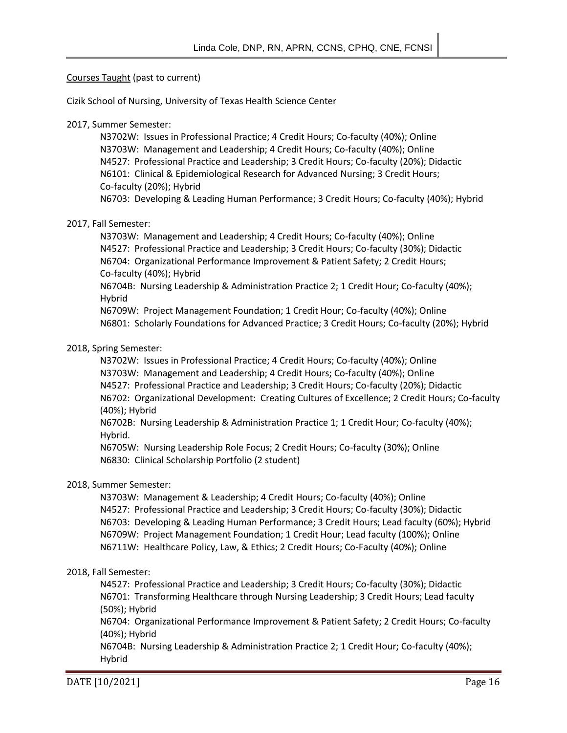Courses Taught (past to current)

Cizik School of Nursing, University of Texas Health Science Center

2017, Summer Semester:

- N3702W: Issues in Professional Practice; 4 Credit Hours; Co-faculty (40%); Online
- N3703W: Management and Leadership; 4 Credit Hours; Co-faculty (40%); Online
- N4527: Professional Practice and Leadership; 3 Credit Hours; Co-faculty (20%); Didactic
- N6101: Clinical & Epidemiological Research for Advanced Nursing; 3 Credit Hours; Co-faculty (20%); Hybrid
- N6703: Developing & Leading Human Performance; 3 Credit Hours; Co-faculty (40%); Hybrid

2017, Fall Semester:

- N3703W: Management and Leadership; 4 Credit Hours; Co-faculty (40%); Online
- N4527: Professional Practice and Leadership; 3 Credit Hours; Co-faculty (30%); Didactic
- N6704: Organizational Performance Improvement & Patient Safety; 2 Credit Hours; Co-faculty (40%); Hybrid
- N6704B: Nursing Leadership & Administration Practice 2; 1 Credit Hour; Co-faculty (40%); Hybrid
- N6709W: Project Management Foundation; 1 Credit Hour; Co-faculty (40%); Online
- N6801: Scholarly Foundations for Advanced Practice; 3 Credit Hours; Co-faculty (20%); Hybrid

2018, Spring Semester:

- N3702W: Issues in Professional Practice; 4 Credit Hours; Co-faculty (40%); Online
- N3703W: Management and Leadership; 4 Credit Hours; Co-faculty (40%); Online
- N4527: Professional Practice and Leadership; 3 Credit Hours; Co-faculty (20%); Didactic
- N6702: Organizational Development: Creating Cultures of Excellence; 2 Credit Hours; Co-faculty (40%); Hybrid
- N6702B: Nursing Leadership & Administration Practice 1; 1 Credit Hour; Co-faculty (40%); Hybrid.
- N6705W: Nursing Leadership Role Focus; 2 Credit Hours; Co-faculty (30%); Online
- N6830: Clinical Scholarship Portfolio (2 student)

2018, Summer Semester:

- N3703W: Management & Leadership; 4 Credit Hours; Co-faculty (40%); Online
- N4527: Professional Practice and Leadership; 3 Credit Hours; Co-faculty (30%); Didactic
- N6703: Developing & Leading Human Performance; 3 Credit Hours; Lead faculty (60%); Hybrid
- N6709W: Project Management Foundation; 1 Credit Hour; Lead faculty (100%); Online
- N6711W: Healthcare Policy, Law, & Ethics; 2 Credit Hours; Co-Faculty (40%); Online

2018, Fall Semester:

- N4527: Professional Practice and Leadership; 3 Credit Hours; Co-faculty (30%); Didactic
- N6701: Transforming Healthcare through Nursing Leadership; 3 Credit Hours; Lead faculty (50%); Hybrid
- N6704: Organizational Performance Improvement & Patient Safety; 2 Credit Hours; Co-faculty (40%); Hybrid
- N6704B: Nursing Leadership & Administration Practice 2; 1 Credit Hour; Co-faculty (40%); Hybrid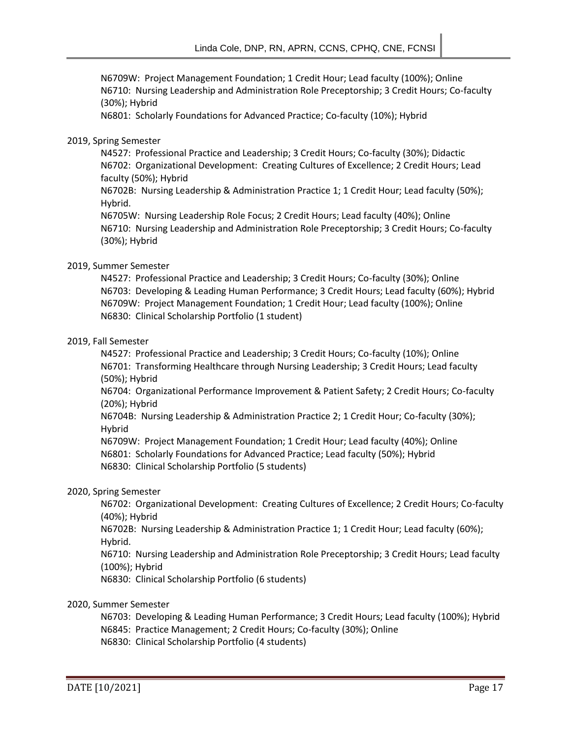N6709W: Project Management Foundation; 1 Credit Hour; Lead faculty (100%); Online
N6710: Nursing Leadership and Administration Role Preceptorship; 3 Credit Hours; Co-faculty (30%); Hybrid
N6801: Scholarly Foundations for Advanced Practice; Co-faculty (10%); Hybrid

2019, Spring Semester

N4527: Professional Practice and Leadership; 3 Credit Hours; Co-faculty (30%); Didactic
N6702: Organizational Development: Creating Cultures of Excellence; 2 Credit Hours; Lead faculty (50%); Hybrid
N6702B: Nursing Leadership & Administration Practice 1; 1 Credit Hour; Lead faculty (50%); Hybrid.
N6705W: Nursing Leadership Role Focus; 2 Credit Hours; Lead faculty (40%); Online
N6710: Nursing Leadership and Administration Role Preceptorship; 3 Credit Hours; Co-faculty (30%); Hybrid

2019, Summer Semester

N4527: Professional Practice and Leadership; 3 Credit Hours; Co-faculty (30%); Online
N6703: Developing & Leading Human Performance; 3 Credit Hours; Lead faculty (60%); Hybrid
N6709W: Project Management Foundation; 1 Credit Hour; Lead faculty (100%); Online
N6830: Clinical Scholarship Portfolio (1 student)

2019, Fall Semester

N4527: Professional Practice and Leadership; 3 Credit Hours; Co-faculty (10%); Online
N6701: Transforming Healthcare through Nursing Leadership; 3 Credit Hours; Lead faculty (50%); Hybrid
N6704: Organizational Performance Improvement & Patient Safety; 2 Credit Hours; Co-faculty (20%); Hybrid
N6704B: Nursing Leadership & Administration Practice 2; 1 Credit Hour; Co-faculty (30%); Hybrid
N6709W: Project Management Foundation; 1 Credit Hour; Lead faculty (40%); Online
N6801: Scholarly Foundations for Advanced Practice; Lead faculty (50%); Hybrid
N6830: Clinical Scholarship Portfolio (5 students)

2020, Spring Semester

N6702: Organizational Development: Creating Cultures of Excellence; 2 Credit Hours; Co-faculty (40%); Hybrid
N6702B: Nursing Leadership & Administration Practice 1; 1 Credit Hour; Lead faculty (60%); Hybrid.
N6710: Nursing Leadership and Administration Role Preceptorship; 3 Credit Hours; Lead faculty (100%); Hybrid
N6830: Clinical Scholarship Portfolio (6 students)

2020, Summer Semester

N6703: Developing & Leading Human Performance; 3 Credit Hours; Lead faculty (100%); Hybrid
N6845: Practice Management; 2 Credit Hours; Co-faculty (30%); Online
N6830: Clinical Scholarship Portfolio (4 students)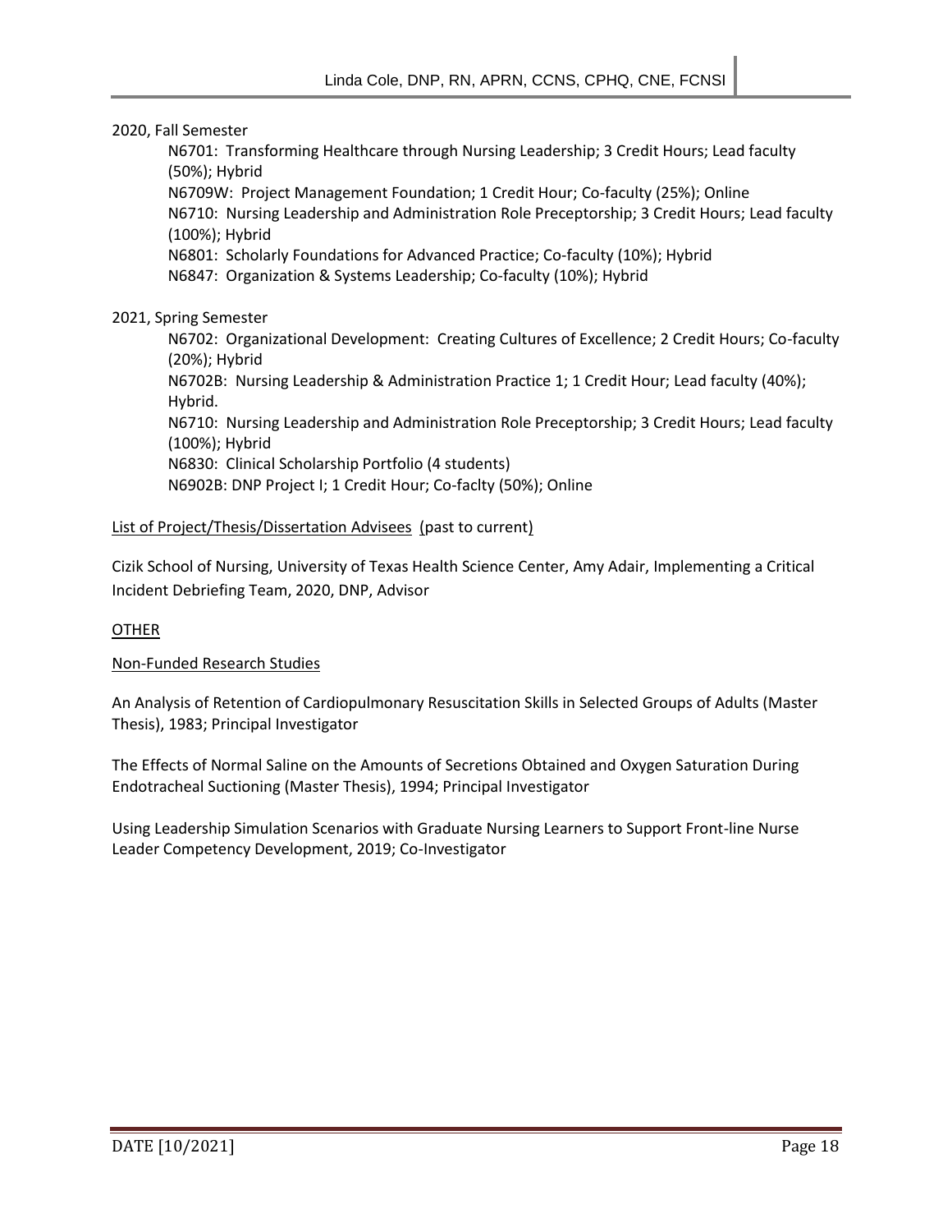2020, Fall Semester

N6701: Transforming Healthcare through Nursing Leadership; 3 Credit Hours; Lead faculty (50%); Hybrid
N6709W: Project Management Foundation; 1 Credit Hour; Co-faculty (25%); Online
N6710: Nursing Leadership and Administration Role Preceptorship; 3 Credit Hours; Lead faculty (100%); Hybrid
N6801: Scholarly Foundations for Advanced Practice; Co-faculty (10%); Hybrid
N6847: Organization & Systems Leadership; Co-faculty (10%); Hybrid

2021, Spring Semester

N6702: Organizational Development: Creating Cultures of Excellence; 2 Credit Hours; Co-faculty (20%); Hybrid
N6702B: Nursing Leadership & Administration Practice 1; 1 Credit Hour; Lead faculty (40%); Hybrid.
N6710: Nursing Leadership and Administration Role Preceptorship; 3 Credit Hours; Lead faculty (100%); Hybrid
N6830: Clinical Scholarship Portfolio (4 students)
N6902B: DNP Project I; 1 Credit Hour; Co-faclty (50%); Online

<u>List of Project/Thesis/Dissertation Advisees (past to current)</u>

Cizik School of Nursing, University of Texas Health Science Center, Amy Adair, Implementing a Critical Incident Debriefing Team, 2020, DNP, Advisor

<u>OTHER</u>

<u>Non-Funded Research Studies</u>

An Analysis of Retention of Cardiopulmonary Resuscitation Skills in Selected Groups of Adults (Master Thesis), 1983; Principal Investigator

The Effects of Normal Saline on the Amounts of Secretions Obtained and Oxygen Saturation During Endotracheal Suctioning (Master Thesis), 1994; Principal Investigator

Using Leadership Simulation Scenarios with Graduate Nursing Learners to Support Front-line Nurse Leader Competency Development, 2019; Co-Investigator